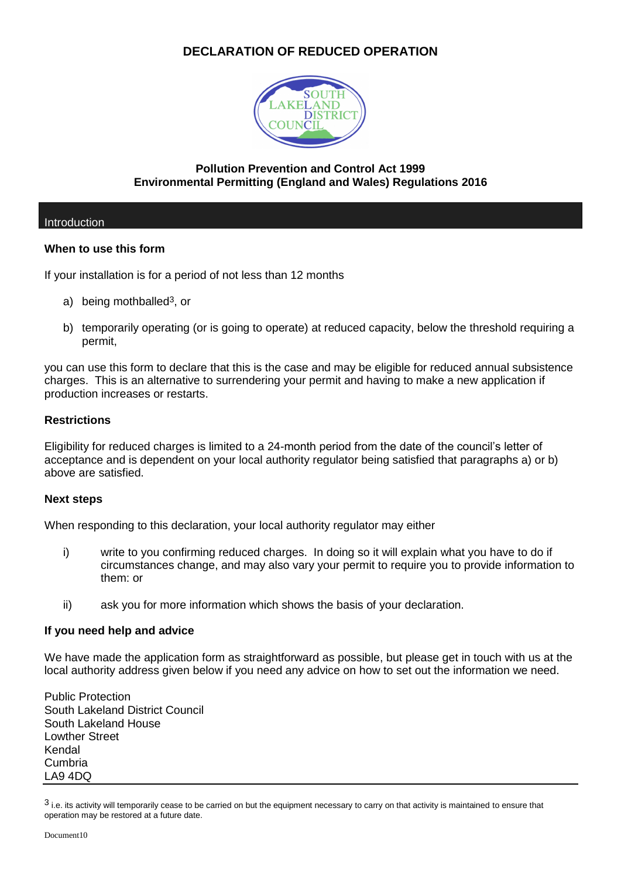# DECLARATION OF REDUCED OPERATION

**Pollution Prevention and Control Act 1999**
**Environmental Permitting (England and Wales) Regulations 2016**

## Introduction

### When to use this form

If your installation is for a period of not less than 12 months

a) being mothballed[3], or

b) temporarily operating (or is going to operate) at reduced capacity, below the threshold requiring a permit,

you can use this form to declare that this is the case and may be eligible for reduced annual subsistence charges. This is an alternative to surrendering your permit and having to make a new application if production increases or restarts.

### Restrictions

Eligibility for reduced charges is limited to a 24-month period from the date of the council's letter of acceptance and is dependent on your local authority regulator being satisfied that paragraphs a) or b) above are satisfied.

### Next steps

When responding to this declaration, your local authority regulator may either

i) write to you confirming reduced charges. In doing so it will explain what you have to do if circumstances change, and may also vary your permit to require you to provide information to them: or

ii) ask you for more information which shows the basis of your declaration.

### If you need help and advice

We have made the application form as straightforward as possible, but please get in touch with us at the local authority address given below if you need any advice on how to set out the information we need.

Public Protection
South Lakeland District Council
South Lakeland House
Lowther Street
Kendal
Cumbria
LA9 4DQ

[3] i.e. its activity will temporarily cease to be carried on but the equipment necessary to carry on that activity is maintained to ensure that operation may be restored at a future date.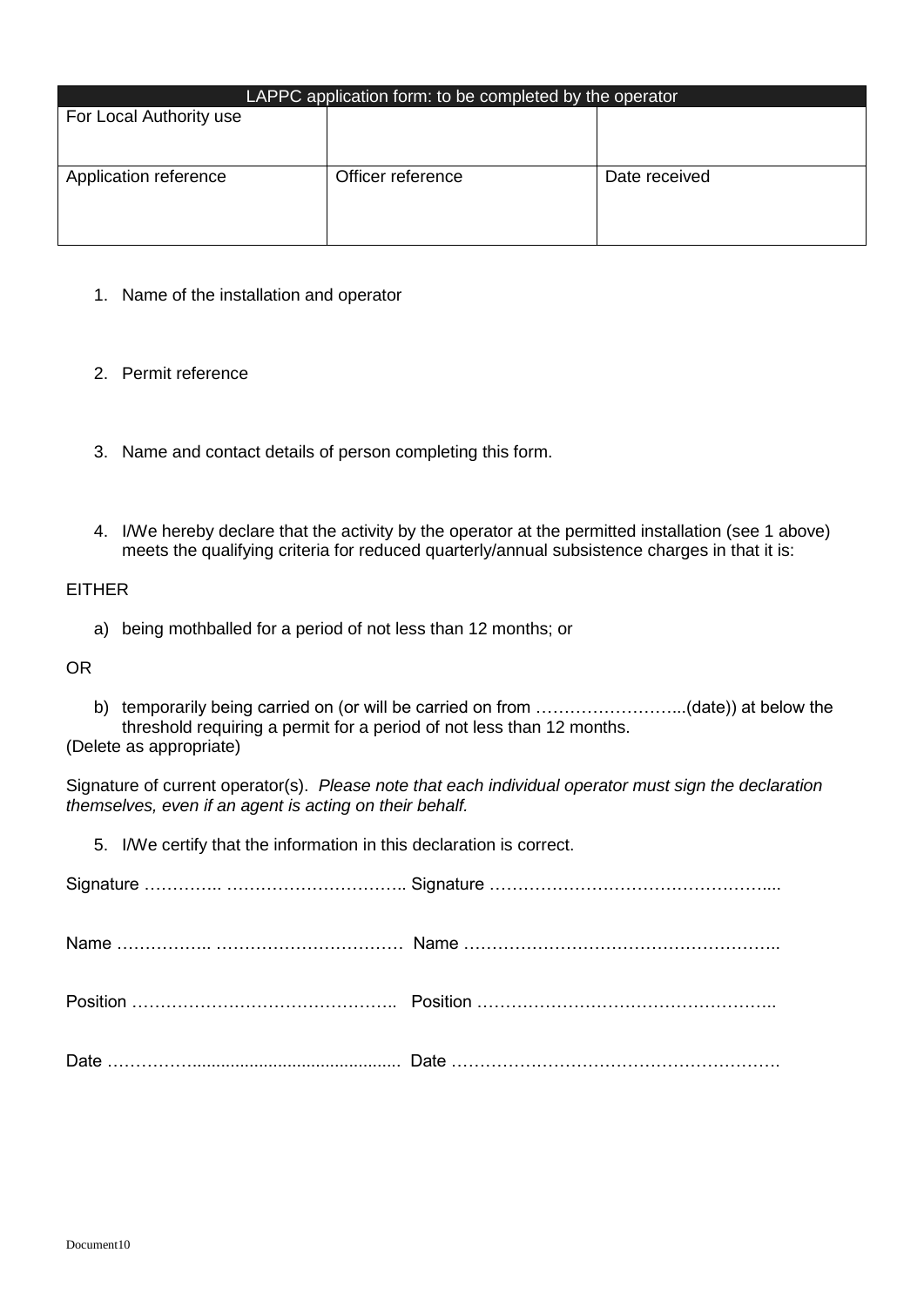| LAPPC application form: to be completed by the operator | | |
|---|---|---|
| For Local Authority use | | |
| Application reference | Officer reference | Date received |

1. Name of the installation and operator

2. Permit reference

3. Name and contact details of person completing this form.

4. I/We hereby declare that the activity by the operator at the permitted installation (see 1 above) meets the qualifying criteria for reduced quarterly/annual subsistence charges in that it is:

EITHER

a) being mothballed for a period of not less than 12 months; or

OR

b) temporarily being carried on (or will be carried on from ……………………...(date)) at below the threshold requiring a permit for a period of not less than 12 months.

(Delete as appropriate)

Signature of current operator(s). *Please note that each individual operator must sign the declaration themselves, even if an agent is acting on their behalf.*

5. I/We certify that the information in this declaration is correct.

Signature ………….. ………………………….. Signature …………………………………………....

Name …………….. …………………………… Name ………………………………………………..

Position ……………………………………….. Position ……………………………………………..

Date ……………........................................... Date ………………………………………………….

Document10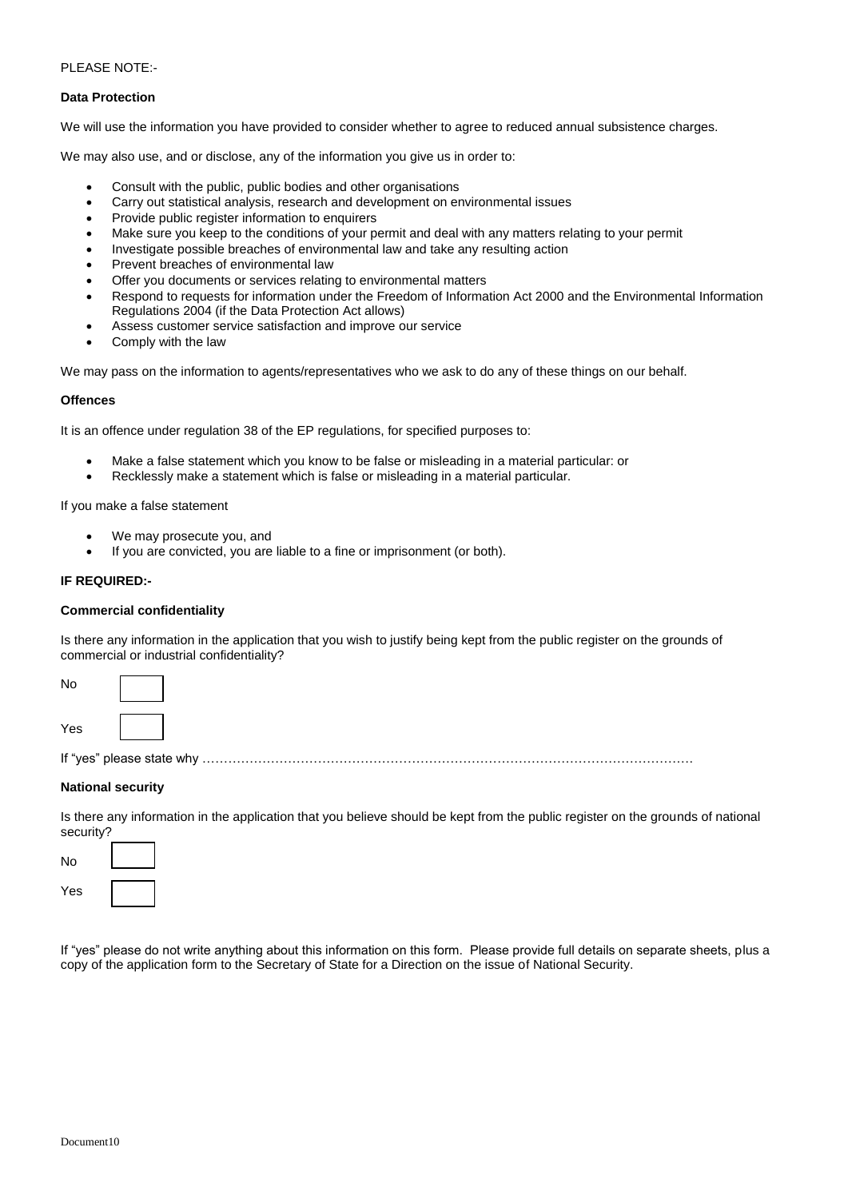PLEASE NOTE:-

**Data Protection**

We will use the information you have provided to consider whether to agree to reduced annual subsistence charges.

We may also use, and or disclose, any of the information you give us in order to:

- Consult with the public, public bodies and other organisations
- Carry out statistical analysis, research and development on environmental issues
- Provide public register information to enquirers
- Make sure you keep to the conditions of your permit and deal with any matters relating to your permit
- Investigate possible breaches of environmental law and take any resulting action
- Prevent breaches of environmental law
- Offer you documents or services relating to environmental matters
- Respond to requests for information under the Freedom of Information Act 2000 and the Environmental Information Regulations 2004 (if the Data Protection Act allows)
- Assess customer service satisfaction and improve our service
- Comply with the law

We may pass on the information to agents/representatives who we ask to do any of these things on our behalf.

**Offences**

It is an offence under regulation 38 of the EP regulations, for specified purposes to:

- Make a false statement which you know to be false or misleading in a material particular: or
- Recklessly make a statement which is false or misleading in a material particular.

If you make a false statement

- We may prosecute you, and
- If you are convicted, you are liable to a fine or imprisonment (or both).

**IF REQUIRED:-**

**Commercial confidentiality**

Is there any information in the application that you wish to justify being kept from the public register on the grounds of commercial or industrial confidentiality?

No ☐

Yes ☐

If "yes" please state why …………………………………………………………………………………………………

**National security**

Is there any information in the application that you believe should be kept from the public register on the grounds of national security?

No ☐

Yes ☐

If "yes" please do not write anything about this information on this form. Please provide full details on separate sheets, plus a copy of the application form to the Secretary of State for a Direction on the issue of National Security.

Document10